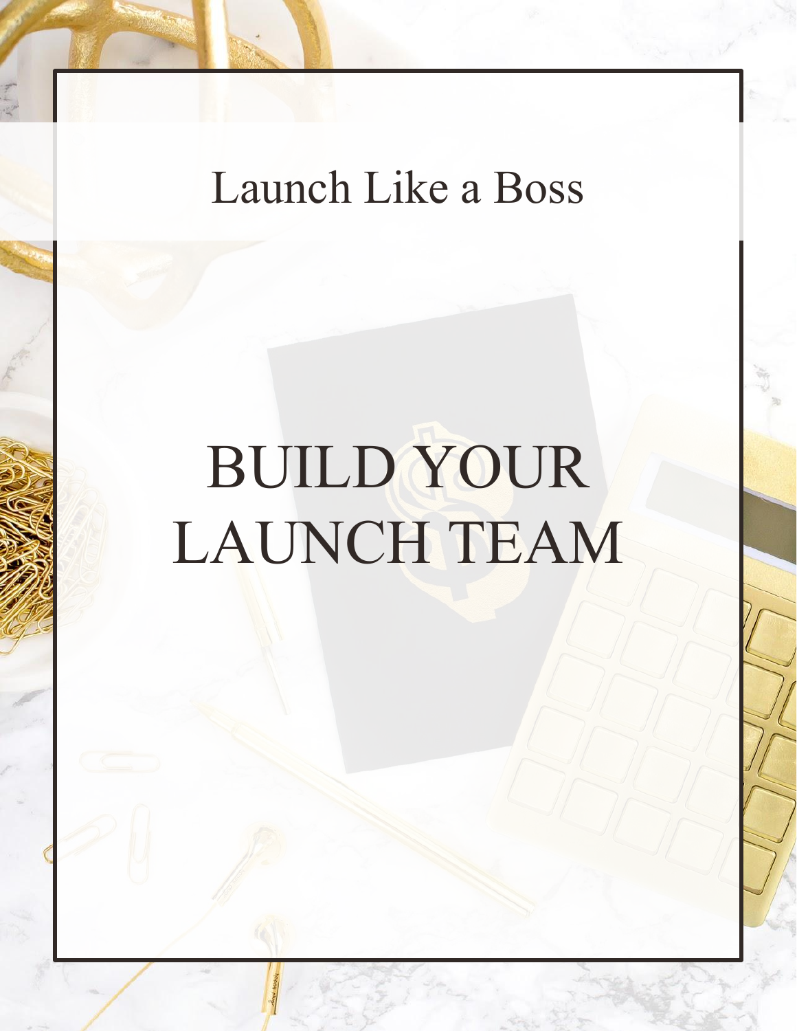Launch Like a Boss

# BUILD YOUR LAUNCH TEAM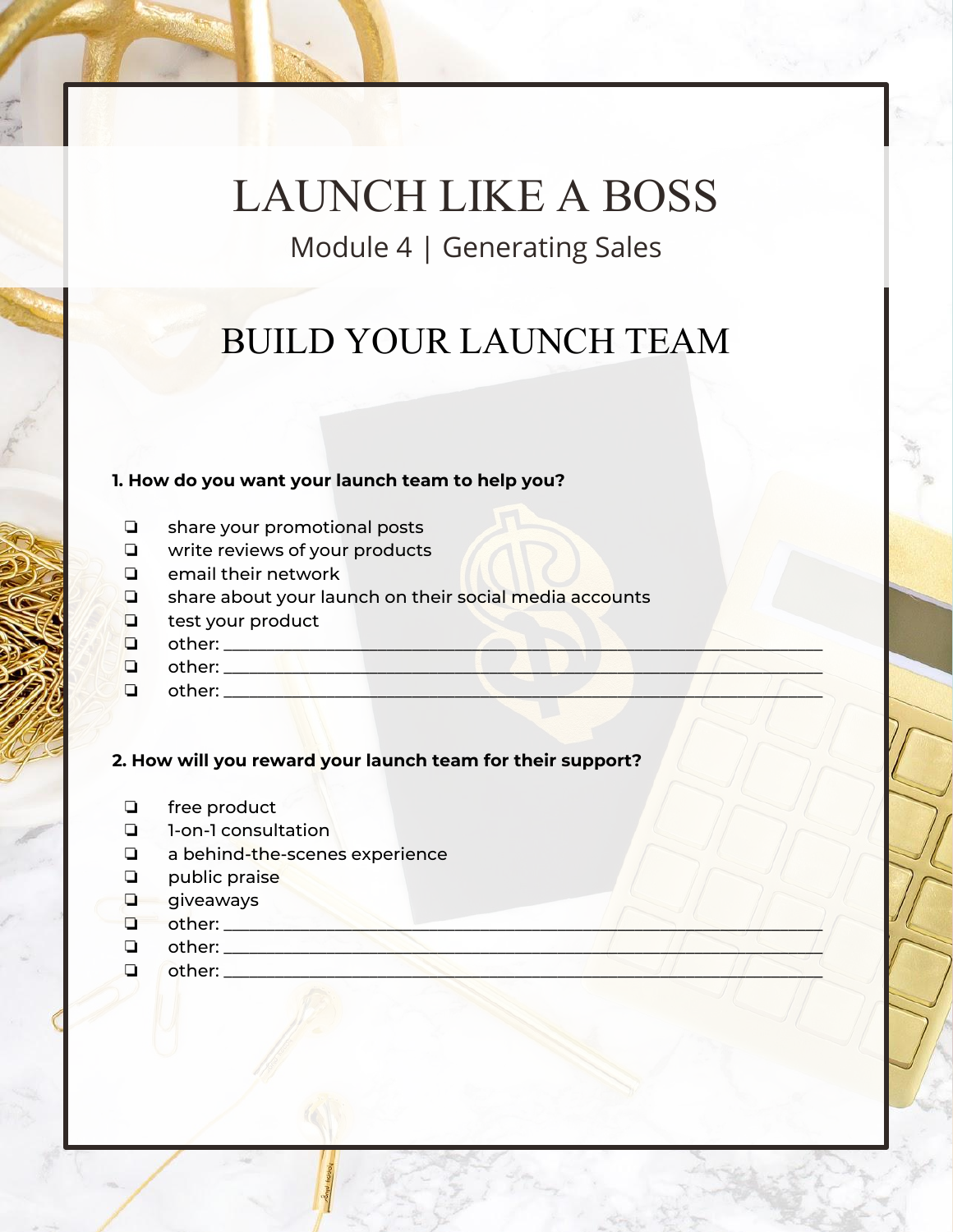# LAUNCH LIKE A BOSS

Module 4 | Generating Sales

## BUILD YOUR LAUNCH TEAM

**1. How do you want your launch team to help you?**

- ❏ share your promotional posts
- ❏ write reviews of your products
- ❏ email their network
- ❏ share about your launch on their social media accounts
- ❏ test your product
- ❏ other: ______________________________
- ❏ other: ______________________________
- ❏ other: ______________________________

**2. How will you reward your launch team for their support?**

- ❏ free product
- ❏ 1-on-1 consultation
- ❏ a behind-the-scenes experience
- ❏ public praise
- ❏ giveaways
- ❏ other: ______________________________
- ❏ other: ______________________________
- ❏ other: ______________________________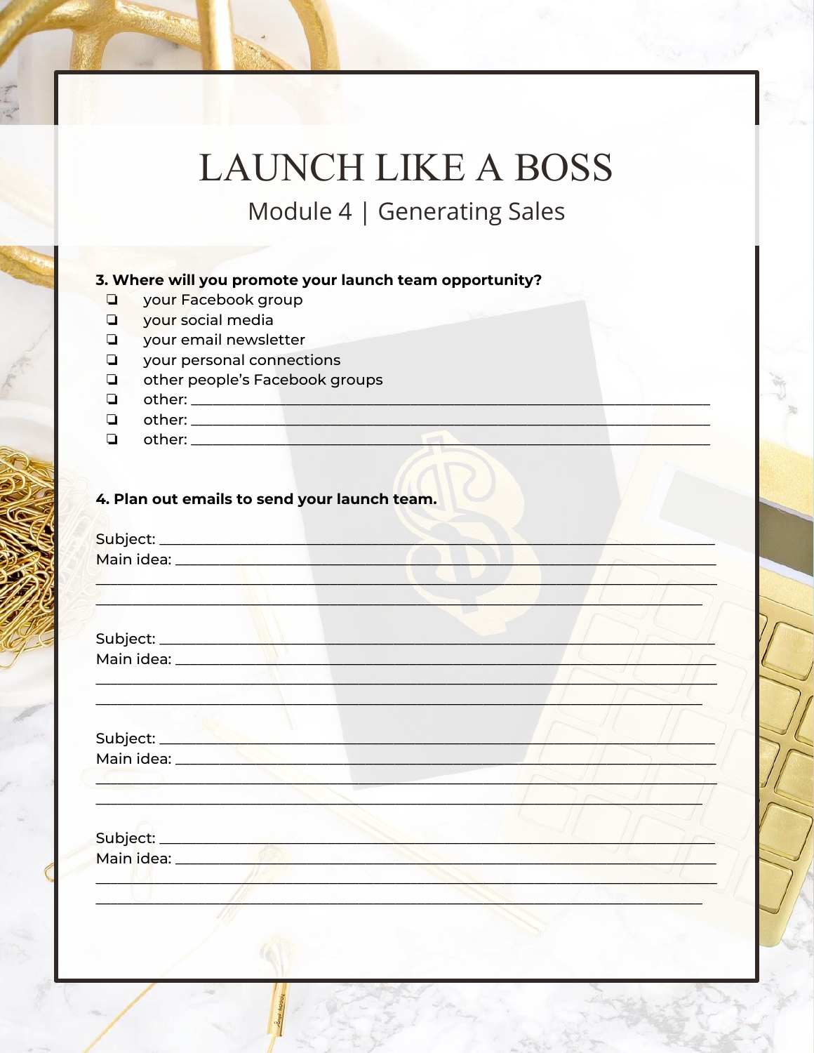# LAUNCH LIKE A BOSS

## Module 4 | Generating Sales

**3. Where will you promote your launch team opportunity?**

- ❏ your Facebook group
- ❏ your social media
- ❏ your email newsletter
- ❏ your personal connections
- ❏ other people's Facebook groups
- ❏ other: ___________________________________________
- ❏ other: ___________________________________________
- ❏ other: ___________________________________________

**4. Plan out emails to send your launch team.**

Subject: ___________________________________________
Main idea: ___________________________________________
___________________________________________
___________________________________________

Subject: ___________________________________________
Main idea: ___________________________________________
___________________________________________
___________________________________________

Subject: ___________________________________________
Main idea: ___________________________________________
___________________________________________
___________________________________________

Subject: ___________________________________________
Main idea: ___________________________________________
___________________________________________
___________________________________________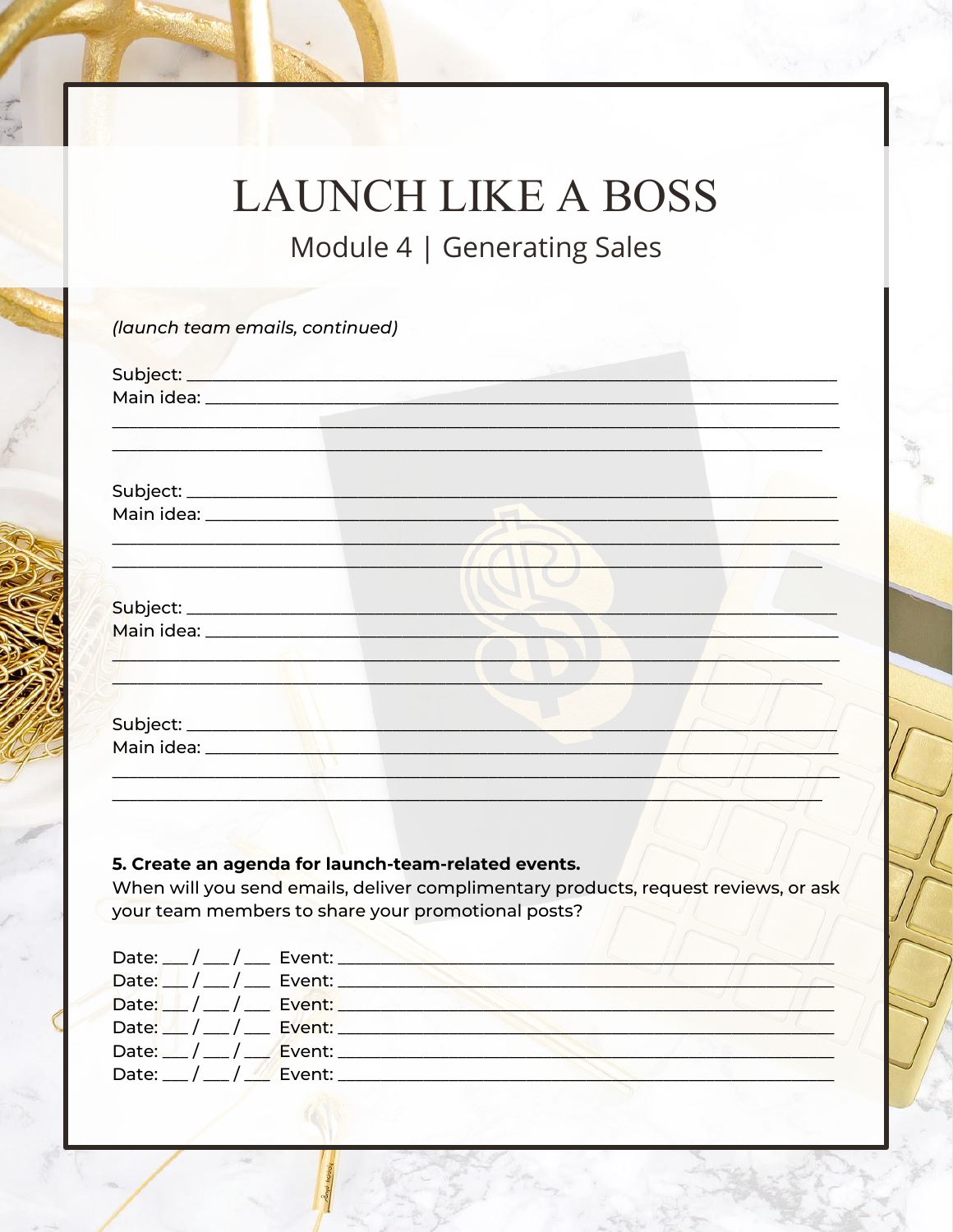# LAUNCH LIKE A BOSS

## Module 4 | Generating Sales

*(launch team emails, continued)*

Subject: ___________________________________________________________________
Main idea: _________________________________________________________________
____________________________________________________________________________
____________________________________________________________________________

Subject: ___________________________________________________________________
Main idea: _________________________________________________________________
____________________________________________________________________________
____________________________________________________________________________

Subject: ___________________________________________________________________
Main idea: _________________________________________________________________
____________________________________________________________________________
____________________________________________________________________________

Subject: ___________________________________________________________________
Main idea: _________________________________________________________________
____________________________________________________________________________
____________________________________________________________________________

**5. Create an agenda for launch-team-related events.**
When will you send emails, deliver complimentary products, request reviews, or ask your team members to share your promotional posts?

Date: ___ / ___ / ___ Event: _______________________________________________
Date: ___ / ___ / ___ Event: _______________________________________________
Date: ___ / ___ / ___ Event: _______________________________________________
Date: ___ / ___ / ___ Event: _______________________________________________
Date: ___ / ___ / ___ Event: _______________________________________________
Date: ___ / ___ / ___ Event: _______________________________________________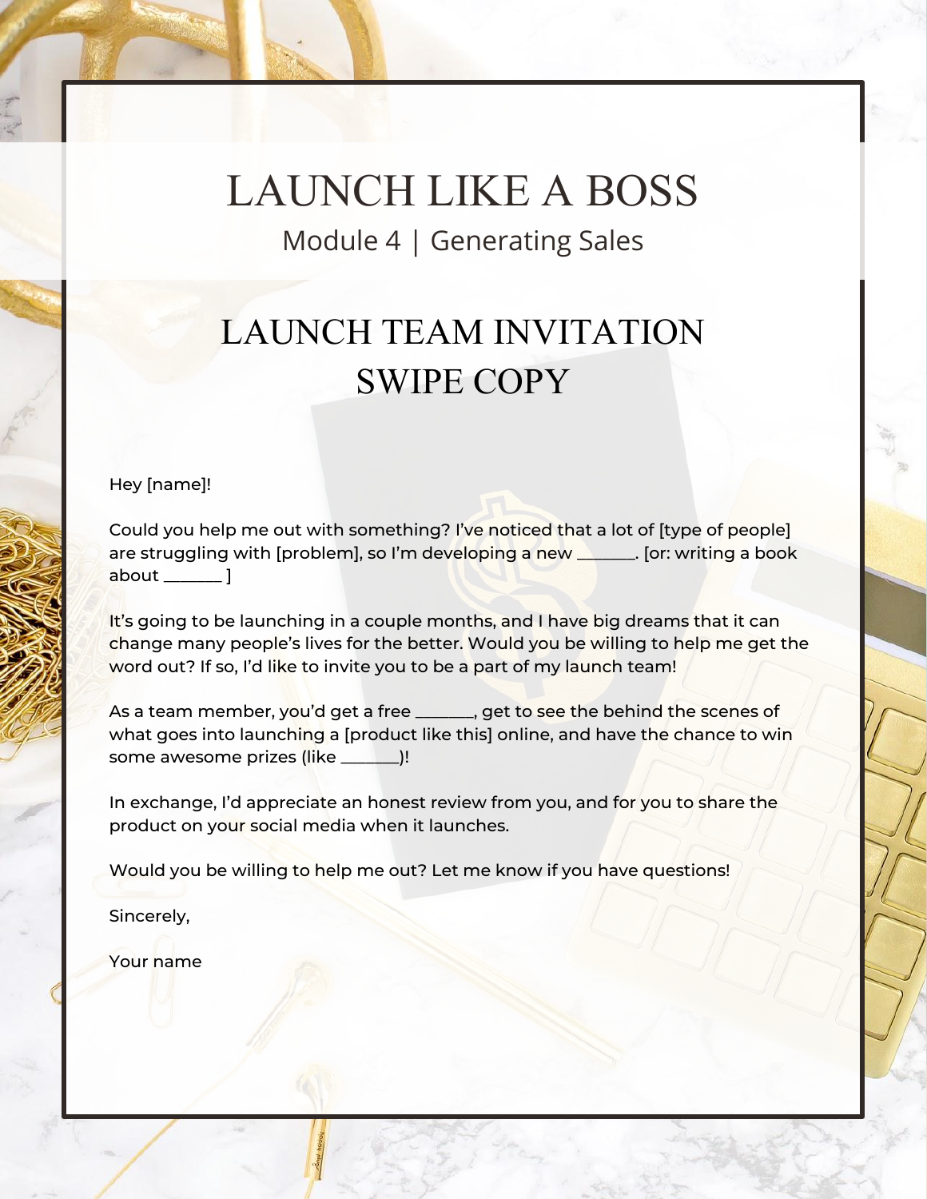# LAUNCH LIKE A BOSS

Module 4 | Generating Sales

## LAUNCH TEAM INVITATION SWIPE COPY

Hey [name]!

Could you help me out with something? I've noticed that a lot of [type of people] are struggling with [problem], so I'm developing a new ______. [or: writing a book about ______ ]

It's going to be launching in a couple months, and I have big dreams that it can change many people's lives for the better. Would you be willing to help me get the word out? If so, I'd like to invite you to be a part of my launch team!

As a team member, you'd get a free ______, get to see the behind the scenes of what goes into launching a [product like this] online, and have the chance to win some awesome prizes (like ______)!

In exchange, I'd appreciate an honest review from you, and for you to share the product on your social media when it launches.

Would you be willing to help me out? Let me know if you have questions!

Sincerely,

Your name